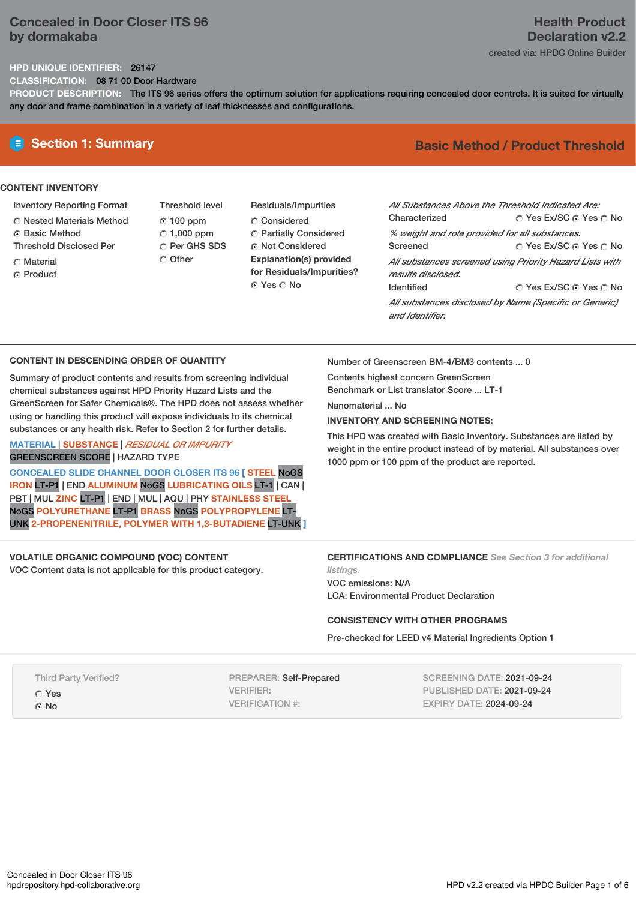# Concealed in Door Closer ITS 96 by dormakaba

**Health Product Declaration v2.2**

created via: HPDC Online Builder

**HPD UNIQUE IDENTIFIER:** 26147

**CLASSIFICATION:** 08 71 00 Door Hardware

**PRODUCT DESCRIPTION:** The ITS 96 series offers the optimum solution for applications requiring concealed door controls. It is suited for virtually any door and frame combination in a variety of leaf thicknesses and configurations.

## Section 1: Summary

**Basic Method / Product Threshold**

### CONTENT INVENTORY

**Inventory Reporting Format**
- ○ Nested Materials Method
- ◉ Basic Method

**Threshold Disclosed Per**
- ○ Material
- ◉ Product

**Threshold level**
- ◉ 100 ppm
- ○ 1,000 ppm
- ○ Per GHS SDS
- ○ Other

**Residuals/Impurities**
- ○ Considered
- ○ Partially Considered
- ◉ Not Considered

**Explanation(s) provided for Residuals/Impurities?**
◉ Yes ○ No

*All Substances Above the Threshold Indicated Are:*

| | | | |
|---|---|---|---|
| Characterized | ○ Yes Ex/SC | ◉ Yes | ○ No |

*% weight and role provided for all substances.*

| | | | |
|---|---|---|---|
| Screened | ○ Yes Ex/SC | ◉ Yes | ○ No |

*All substances screened using Priority Hazard Lists with results disclosed.*

| | | | |
|---|---|---|---|
| Identified | ○ Yes Ex/SC | ◉ Yes | ○ No |

*All substances disclosed by Name (Specific or Generic) and Identifier.*

### CONTENT IN DESCENDING ORDER OF QUANTITY

Summary of product contents and results from screening individual chemical substances against HPD Priority Hazard Lists and the GreenScreen for Safer Chemicals®. The HPD does not assess whether using or handling this product will expose individuals to its chemical substances or any health risk. Refer to Section 2 for further details.

MATERIAL | SUBSTANCE | *RESIDUAL OR IMPURITY*
GREENSCREEN SCORE | HAZARD TYPE

**CONCEALED SLIDE CHANNEL DOOR CLOSER ITS 96 [ STEEL** NoGS **IRON** LT-P1 | END **ALUMINUM** NoGS **LUBRICATING OILS** LT-1 | CAN | PBT | MUL **ZINC** LT-P1 | END | MUL | AQU | PHY **STAINLESS STEEL** NoGS **POLYURETHANE** LT-P1 **BRASS** NoGS **POLYPROPYLENE** LT-UNK **2-PROPENENITRILE, POLYMER WITH 1,3-BUTADIENE** LT-UNK **]**

Number of Greenscreen BM-4/BM3 contents ... 0

Contents highest concern GreenScreen Benchmark or List translator Score ... LT-1

Nanomaterial ... No

**INVENTORY AND SCREENING NOTES:**

This HPD was created with Basic Inventory. Substances are listed by weight in the entire product instead of by material. All substances over 1000 ppm or 100 ppm of the product are reported.

### VOLATILE ORGANIC COMPOUND (VOC) CONTENT

VOC Content data is not applicable for this product category.

### CERTIFICATIONS AND COMPLIANCE

*See Section 3 for additional listings.*

VOC emissions: N/A

LCA: Environmental Product Declaration

### CONSISTENCY WITH OTHER PROGRAMS

Pre-checked for LEED v4 Material Ingredients Option 1

Third Party Verified?
- ○ Yes
- ◉ No

PREPARER: Self-Prepared
VERIFIER:
VERIFICATION #:

SCREENING DATE: 2021-09-24
PUBLISHED DATE: 2021-09-24
EXPIRY DATE: 2024-09-24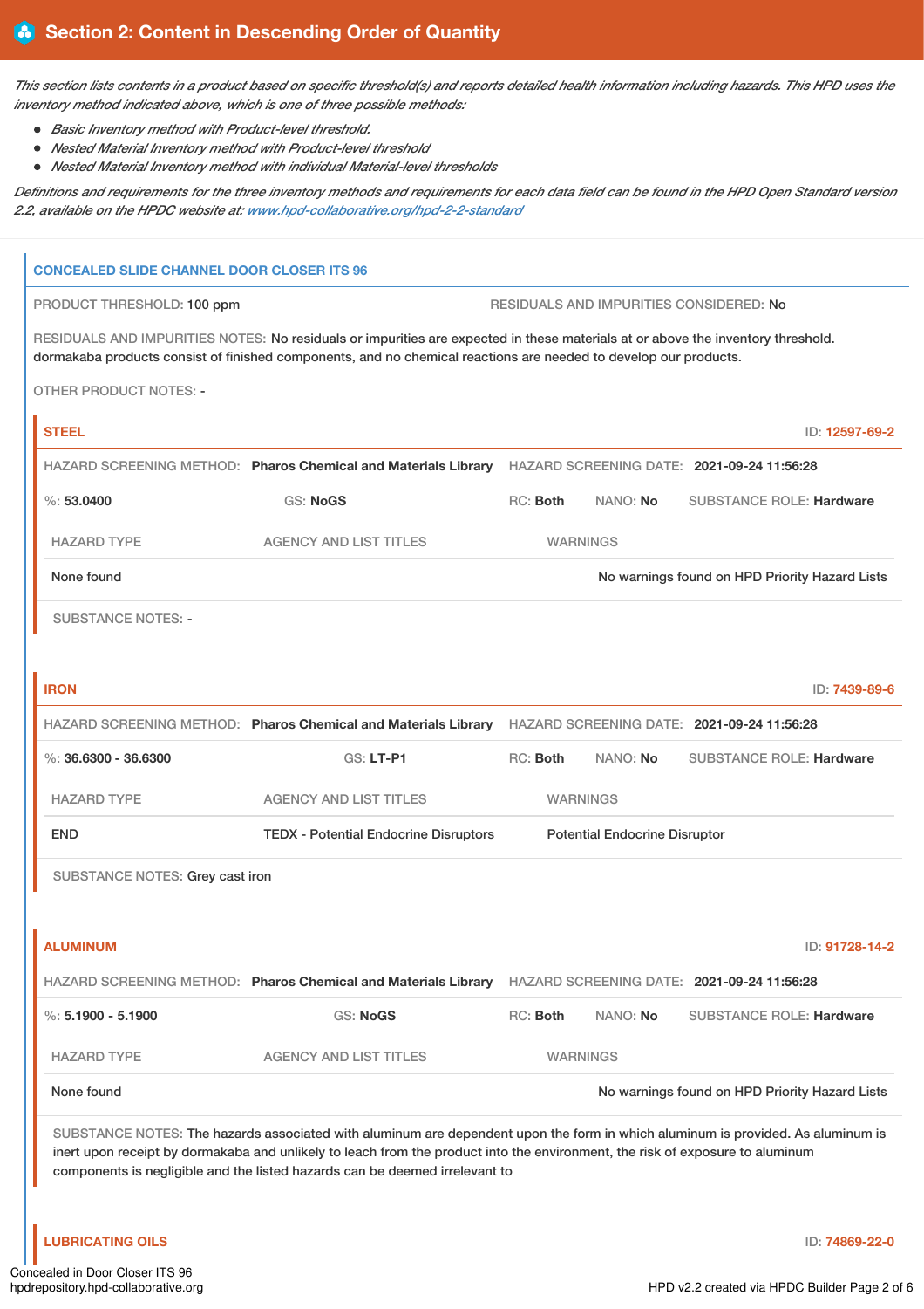## Section 2: Content in Descending Order of Quantity

*This section lists contents in a product based on specific threshold(s) and reports detailed health information including hazards. This HPD uses the inventory method indicated above, which is one of three possible methods:*

- *Basic Inventory method with Product-level threshold.*
- *Nested Material Inventory method with Product-level threshold*
- *Nested Material Inventory method with individual Material-level thresholds*

*Definitions and requirements for the three inventory methods and requirements for each data field can be found in the HPD Open Standard version 2.2, available on the HPDC website at: www.hpd-collaborative.org/hpd-2-2-standard*

### CONCEALED SLIDE CHANNEL DOOR CLOSER ITS 96

PRODUCT THRESHOLD: 100 ppm

RESIDUALS AND IMPURITIES CONSIDERED: No

RESIDUALS AND IMPURITIES NOTES: No residuals or impurities are expected in these materials at or above the inventory threshold. dormakaba products consist of finished components, and no chemical reactions are needed to develop our products.

OTHER PRODUCT NOTES: -

#### STEEL

ID: 12597-69-2

HAZARD SCREENING METHOD: **Pharos Chemical and Materials Library** HAZARD SCREENING DATE: **2021-09-24 11:56:28**

%: **53.0400** GS: **NoGS** RC: **Both** NANO: **No** SUBSTANCE ROLE: **Hardware**

| HAZARD TYPE | AGENCY AND LIST TITLES | WARNINGS |
|---|---|---|
| None found | | No warnings found on HPD Priority Hazard Lists |

SUBSTANCE NOTES: -

#### IRON

ID: 7439-89-6

HAZARD SCREENING METHOD: **Pharos Chemical and Materials Library** HAZARD SCREENING DATE: **2021-09-24 11:56:28**

%: **36.6300 - 36.6300** GS: **LT-P1** RC: **Both** NANO: **No** SUBSTANCE ROLE: **Hardware**

| HAZARD TYPE | AGENCY AND LIST TITLES | WARNINGS |
|---|---|---|
| END | TEDX - Potential Endocrine Disruptors | Potential Endocrine Disruptor |

SUBSTANCE NOTES: Grey cast iron

#### ALUMINUM

ID: 91728-14-2

HAZARD SCREENING METHOD: **Pharos Chemical and Materials Library** HAZARD SCREENING DATE: **2021-09-24 11:56:28**

%: **5.1900 - 5.1900** GS: **NoGS** RC: **Both** NANO: **No** SUBSTANCE ROLE: **Hardware**

| HAZARD TYPE | AGENCY AND LIST TITLES | WARNINGS |
|---|---|---|
| None found | | No warnings found on HPD Priority Hazard Lists |

SUBSTANCE NOTES: The hazards associated with aluminum are dependent upon the form in which aluminum is provided. As aluminum is inert upon receipt by dormakaba and unlikely to leach from the product into the environment, the risk of exposure to aluminum components is negligible and the listed hazards can be deemed irrelevant to

#### LUBRICATING OILS

ID: 74869-22-0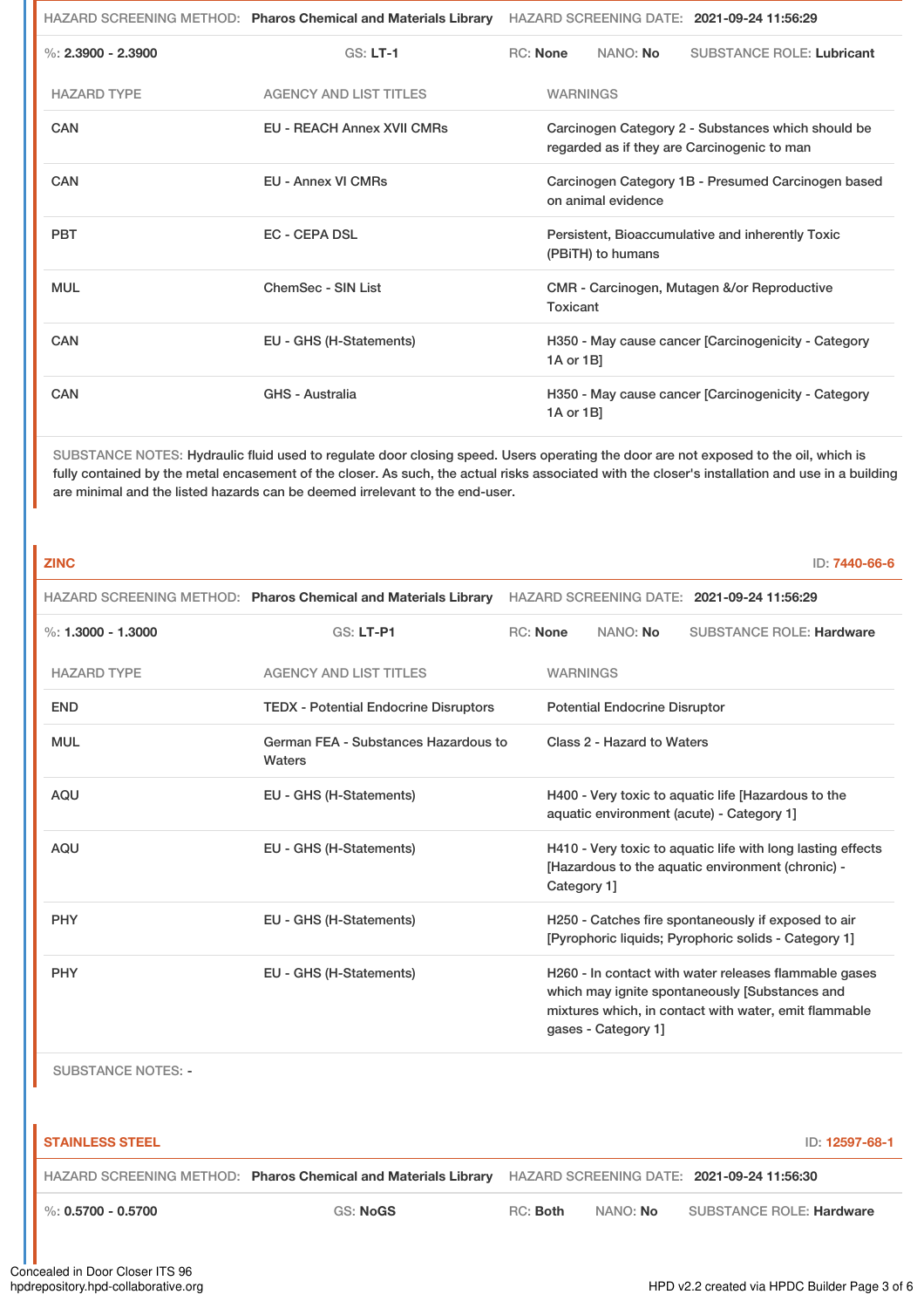HAZARD SCREENING METHOD: **Pharos Chemical and Materials Library** HAZARD SCREENING DATE: **2021-09-24 11:56:29**

%: **2.3900 - 2.3900** GS: **LT-1** RC: **None** NANO: **No** SUBSTANCE ROLE: **Lubricant**

| HAZARD TYPE | AGENCY AND LIST TITLES | WARNINGS |
|---|---|---|
| CAN | EU - REACH Annex XVII CMRs | Carcinogen Category 2 - Substances which should be regarded as if they are Carcinogenic to man |
| CAN | EU - Annex VI CMRs | Carcinogen Category 1B - Presumed Carcinogen based on animal evidence |
| PBT | EC - CEPA DSL | Persistent, Bioaccumulative and inherently Toxic (PBiTH) to humans |
| MUL | ChemSec - SIN List | CMR - Carcinogen, Mutagen &/or Reproductive Toxicant |
| CAN | EU - GHS (H-Statements) | H350 - May cause cancer [Carcinogenicity - Category 1A or 1B] |
| CAN | GHS - Australia | H350 - May cause cancer [Carcinogenicity - Category 1A or 1B] |

SUBSTANCE NOTES: Hydraulic fluid used to regulate door closing speed. Users operating the door are not exposed to the oil, which is fully contained by the metal encasement of the closer. As such, the actual risks associated with the closer's installation and use in a building are minimal and the listed hazards can be deemed irrelevant to the end-user.

## ZINC

ID: 7440-66-6

HAZARD SCREENING METHOD: **Pharos Chemical and Materials Library** HAZARD SCREENING DATE: **2021-09-24 11:56:29**

%: **1.3000 - 1.3000** GS: **LT-P1** RC: **None** NANO: **No** SUBSTANCE ROLE: **Hardware**

| HAZARD TYPE | AGENCY AND LIST TITLES | WARNINGS |
|---|---|---|
| END | TEDX - Potential Endocrine Disruptors | Potential Endocrine Disruptor |
| MUL | German FEA - Substances Hazardous to Waters | Class 2 - Hazard to Waters |
| AQU | EU - GHS (H-Statements) | H400 - Very toxic to aquatic life [Hazardous to the aquatic environment (acute) - Category 1] |
| AQU | EU - GHS (H-Statements) | H410 - Very toxic to aquatic life with long lasting effects [Hazardous to the aquatic environment (chronic) - Category 1] |
| PHY | EU - GHS (H-Statements) | H250 - Catches fire spontaneously if exposed to air [Pyrophoric liquids; Pyrophoric solids - Category 1] |
| PHY | EU - GHS (H-Statements) | H260 - In contact with water releases flammable gases which may ignite spontaneously [Substances and mixtures which, in contact with water, emit flammable gases - Category 1] |

SUBSTANCE NOTES: -

## STAINLESS STEEL

ID: 12597-68-1

HAZARD SCREENING METHOD: **Pharos Chemical and Materials Library** HAZARD SCREENING DATE: **2021-09-24 11:56:30**

%: **0.5700 - 0.5700** GS: **NoGS** RC: **Both** NANO: **No** SUBSTANCE ROLE: **Hardware**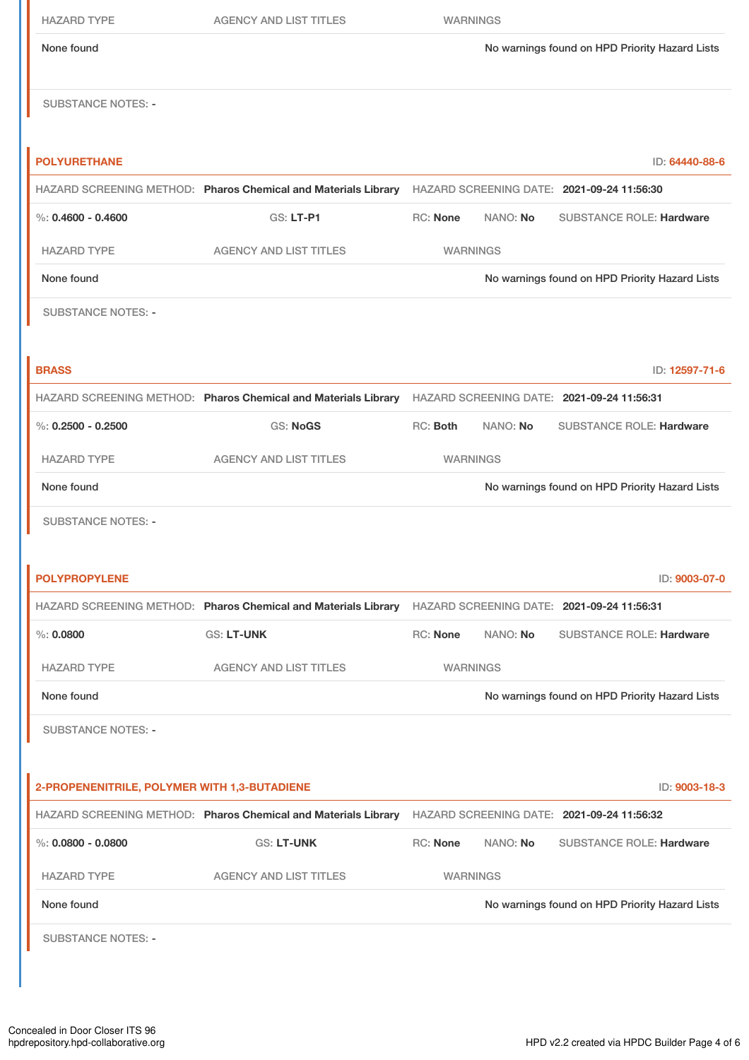| HAZARD TYPE | AGENCY AND LIST TITLES | WARNINGS |
|---|---|---|
| None found | | No warnings found on HPD Priority Hazard Lists |

SUBSTANCE NOTES: -

**POLYURETHANE** ID: 64440-88-6

HAZARD SCREENING METHOD: **Pharos Chemical and Materials Library** HAZARD SCREENING DATE: **2021-09-24 11:56:30**

%: **0.4600 - 0.4600** GS: **LT-P1** RC: **None** NANO: **No** SUBSTANCE ROLE: **Hardware**

| HAZARD TYPE | AGENCY AND LIST TITLES | WARNINGS |
|---|---|---|
| None found | | No warnings found on HPD Priority Hazard Lists |

SUBSTANCE NOTES: -

**BRASS** ID: 12597-71-6

HAZARD SCREENING METHOD: **Pharos Chemical and Materials Library** HAZARD SCREENING DATE: **2021-09-24 11:56:31**

%: **0.2500 - 0.2500** GS: **NoGS** RC: **Both** NANO: **No** SUBSTANCE ROLE: **Hardware**

| HAZARD TYPE | AGENCY AND LIST TITLES | WARNINGS |
|---|---|---|
| None found | | No warnings found on HPD Priority Hazard Lists |

SUBSTANCE NOTES: -

**POLYPROPYLENE** ID: 9003-07-0

HAZARD SCREENING METHOD: **Pharos Chemical and Materials Library** HAZARD SCREENING DATE: **2021-09-24 11:56:31**

%: **0.0800** GS: **LT-UNK** RC: **None** NANO: **No** SUBSTANCE ROLE: **Hardware**

| HAZARD TYPE | AGENCY AND LIST TITLES | WARNINGS |
|---|---|---|
| None found | | No warnings found on HPD Priority Hazard Lists |

SUBSTANCE NOTES: -

**2-PROPENENITRILE, POLYMER WITH 1,3-BUTADIENE** ID: 9003-18-3

HAZARD SCREENING METHOD: **Pharos Chemical and Materials Library** HAZARD SCREENING DATE: **2021-09-24 11:56:32**

%: **0.0800 - 0.0800** GS: **LT-UNK** RC: **None** NANO: **No** SUBSTANCE ROLE: **Hardware**

| HAZARD TYPE | AGENCY AND LIST TITLES | WARNINGS |
|---|---|---|
| None found | | No warnings found on HPD Priority Hazard Lists |

SUBSTANCE NOTES: -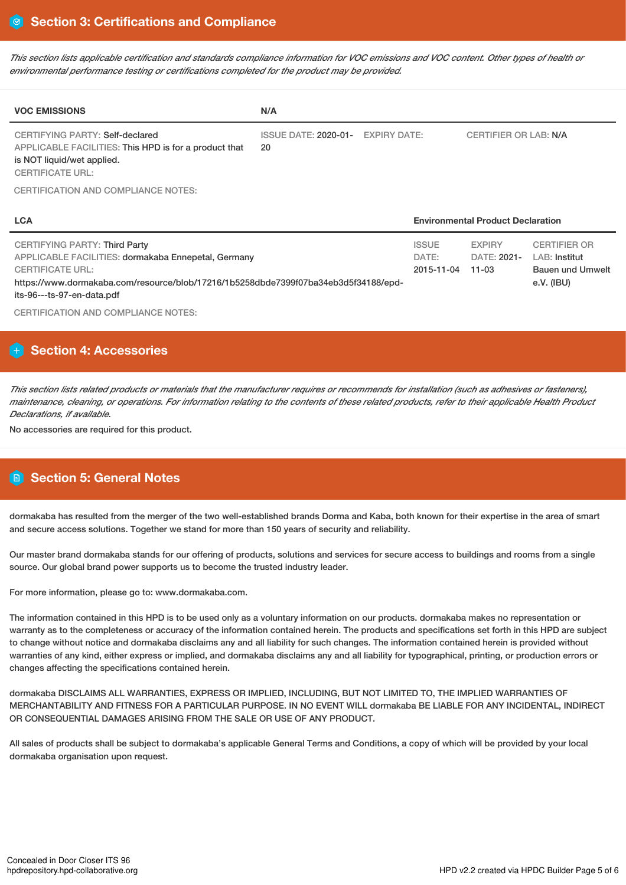## Section 3: Certifications and Compliance

*This section lists applicable certification and standards compliance information for VOC emissions and VOC content. Other types of health or environmental performance testing or certifications completed for the product may be provided.*

| VOC EMISSIONS | N/A | | |
|---|---|---|---|
| CERTIFYING PARTY: Self-declared<br>APPLICABLE FACILITIES: This HPD is for a product that is NOT liquid/wet applied.<br>CERTIFICATE URL: | ISSUE DATE: 2020-01-20 | EXPIRY DATE: | CERTIFIER OR LAB: N/A |

CERTIFICATION AND COMPLIANCE NOTES:

| LCA | Environmental Product Declaration | | |
|---|---|---|---|
| CERTIFYING PARTY: Third Party<br>APPLICABLE FACILITIES: dormakaba Ennepetal, Germany<br>CERTIFICATE URL:<br>https://www.dormakaba.com/resource/blob/17216/1b5258dbde7399f07ba34eb3d5f34188/epd-its-96---ts-97-en-data.pdf | ISSUE DATE: 2015-11-04 | EXPIRY DATE: 2021-11-03 | CERTIFIER OR LAB: Institut Bauen und Umwelt e.V. (IBU) |

CERTIFICATION AND COMPLIANCE NOTES:

## Section 4: Accessories

*This section lists related products or materials that the manufacturer requires or recommends for installation (such as adhesives or fasteners), maintenance, cleaning, or operations. For information relating to the contents of these related products, refer to their applicable Health Product Declarations, if available.*

No accessories are required for this product.

## Section 5: General Notes

dormakaba has resulted from the merger of the two well-established brands Dorma and Kaba, both known for their expertise in the area of smart and secure access solutions. Together we stand for more than 150 years of security and reliability.

Our master brand dormakaba stands for our offering of products, solutions and services for secure access to buildings and rooms from a single source. Our global brand power supports us to become the trusted industry leader.

For more information, please go to: www.dormakaba.com.

The information contained in this HPD is to be used only as a voluntary information on our products. dormakaba makes no representation or warranty as to the completeness or accuracy of the information contained herein. The products and specifications set forth in this HPD are subject to change without notice and dormakaba disclaims any and all liability for such changes. The information contained herein is provided without warranties of any kind, either express or implied, and dormakaba disclaims any and all liability for typographical, printing, or production errors or changes affecting the specifications contained herein.

dormakaba DISCLAIMS ALL WARRANTIES, EXPRESS OR IMPLIED, INCLUDING, BUT NOT LIMITED TO, THE IMPLIED WARRANTIES OF MERCHANTABILITY AND FITNESS FOR A PARTICULAR PURPOSE. IN NO EVENT WILL dormakaba BE LIABLE FOR ANY INCIDENTAL, INDIRECT OR CONSEQUENTIAL DAMAGES ARISING FROM THE SALE OR USE OF ANY PRODUCT.

All sales of products shall be subject to dormakaba's applicable General Terms and Conditions, a copy of which will be provided by your local dormakaba organisation upon request.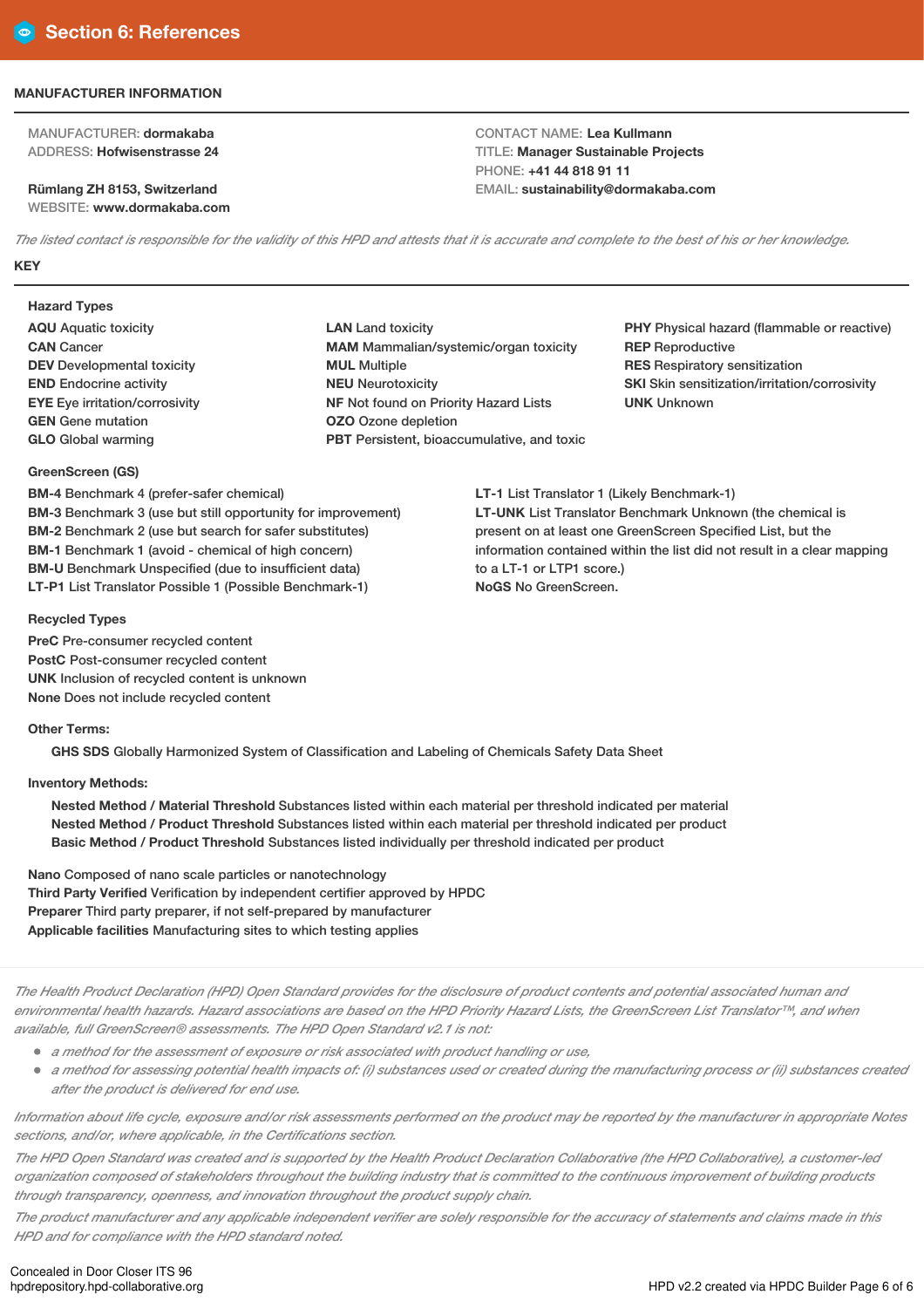## Section 6: References

### MANUFACTURER INFORMATION

MANUFACTURER: **dormakaba**
ADDRESS: **Hofwisenstrasse 24**

**Rümlang ZH 8153, Switzerland**
WEBSITE: **www.dormakaba.com**

CONTACT NAME: **Lea Kullmann**
TITLE: **Manager Sustainable Projects**
PHONE: **+41 44 818 91 11**
EMAIL: **sustainability@dormakaba.com**

*The listed contact is responsible for the validity of this HPD and attests that it is accurate and complete to the best of his or her knowledge.*

### KEY

**Hazard Types**

**AQU** Aquatic toxicity
**CAN** Cancer
**DEV** Developmental toxicity
**END** Endocrine activity
**EYE** Eye irritation/corrosivity
**GEN** Gene mutation
**GLO** Global warming
**LAN** Land toxicity
**MAM** Mammalian/systemic/organ toxicity
**MUL** Multiple
**NEU** Neurotoxicity
**NF** Not found on Priority Hazard Lists
**OZO** Ozone depletion
**PBT** Persistent, bioaccumulative, and toxic
**PHY** Physical hazard (flammable or reactive)
**REP** Reproductive
**RES** Respiratory sensitization
**SKI** Skin sensitization/irritation/corrosivity
**UNK** Unknown

**GreenScreen (GS)**

**BM-4** Benchmark 4 (prefer-safer chemical)
**BM-3** Benchmark 3 (use but still opportunity for improvement)
**BM-2** Benchmark 2 (use but search for safer substitutes)
**BM-1** Benchmark 1 (avoid - chemical of high concern)
**BM-U** Benchmark Unspecified (due to insufficient data)
**LT-P1** List Translator Possible 1 (Possible Benchmark-1)
**LT-1** List Translator 1 (Likely Benchmark-1)
**LT-UNK** List Translator Benchmark Unknown (the chemical is present on at least one GreenScreen Specified List, but the information contained within the list did not result in a clear mapping to a LT-1 or LTP1 score.)
**NoGS** No GreenScreen.

**Recycled Types**

**PreC** Pre-consumer recycled content
**PostC** Post-consumer recycled content
**UNK** Inclusion of recycled content is unknown
**None** Does not include recycled content

**Other Terms:**

**GHS SDS** Globally Harmonized System of Classification and Labeling of Chemicals Safety Data Sheet

**Inventory Methods:**

**Nested Method / Material Threshold** Substances listed within each material per threshold indicated per material
**Nested Method / Product Threshold** Substances listed within each material per threshold indicated per product
**Basic Method / Product Threshold** Substances listed individually per threshold indicated per product

**Nano** Composed of nano scale particles or nanotechnology
**Third Party Verified** Verification by independent certifier approved by HPDC
**Preparer** Third party preparer, if not self-prepared by manufacturer
**Applicable facilities** Manufacturing sites to which testing applies

*The Health Product Declaration (HPD) Open Standard provides for the disclosure of product contents and potential associated human and environmental health hazards. Hazard associations are based on the HPD Priority Hazard Lists, the GreenScreen List Translator™, and when available, full GreenScreen® assessments. The HPD Open Standard v2.1 is not:*

- *a method for the assessment of exposure or risk associated with product handling or use,*
- *a method for assessing potential health impacts of: (i) substances used or created during the manufacturing process or (ii) substances created after the product is delivered for end use.*

*Information about life cycle, exposure and/or risk assessments performed on the product may be reported by the manufacturer in appropriate Notes sections, and/or, where applicable, in the Certifications section.*

*The HPD Open Standard was created and is supported by the Health Product Declaration Collaborative (the HPD Collaborative), a customer-led organization composed of stakeholders throughout the building industry that is committed to the continuous improvement of building products through transparency, openness, and innovation throughout the product supply chain.*

*The product manufacturer and any applicable independent verifier are solely responsible for the accuracy of statements and claims made in this HPD and for compliance with the HPD standard noted.*